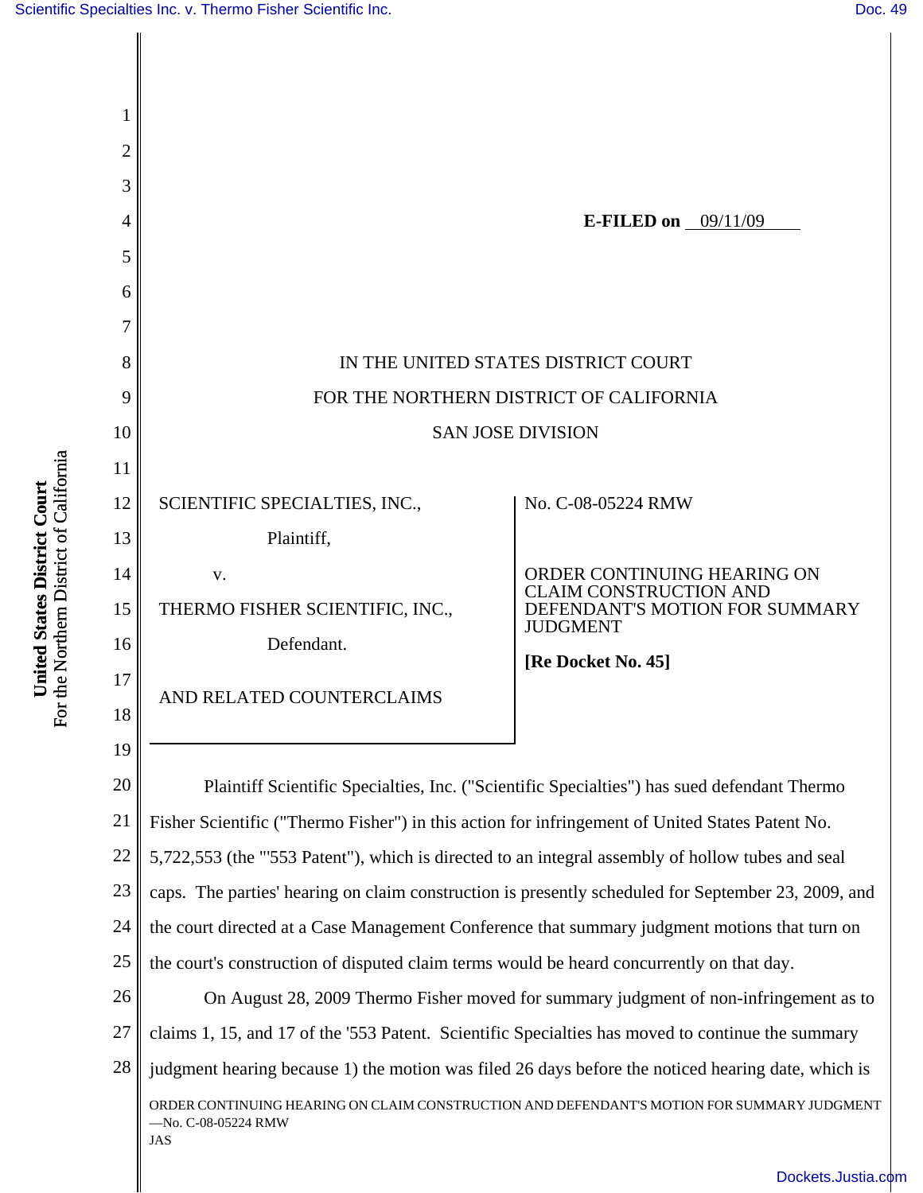E-FILED on 09/11/09

IN THE UNITED STATES DISTRICT COURT

FOR THE NORTHERN DISTRICT OF CALIFORNIA

SAN JOSE DIVISION

SCIENTIFIC SPECIALTIES, INC.,

Plaintiff,

v.

THERMO FISHER SCIENTIFIC, INC.,

Defendant.

AND RELATED COUNTERCLAIMS

No. C-08-05224 RMW

ORDER CONTINUING HEARING ON CLAIM CONSTRUCTION AND DEFENDANT'S MOTION FOR SUMMARY JUDGMENT

**[Re Docket No. 45]**

Plaintiff Scientific Specialties, Inc. ("Scientific Specialties") has sued defendant Thermo Fisher Scientific ("Thermo Fisher") in this action for infringement of United States Patent No. 5,722,553 (the "'553 Patent"), which is directed to an integral assembly of hollow tubes and seal caps. The parties' hearing on claim construction is presently scheduled for September 23, 2009, and the court directed at a Case Management Conference that summary judgment motions that turn on the court's construction of disputed claim terms would be heard concurrently on that day.

On August 28, 2009 Thermo Fisher moved for summary judgment of non-infringement as to claims 1, 15, and 17 of the '553 Patent. Scientific Specialties has moved to continue the summary judgment hearing because 1) the motion was filed 26 days before the noticed hearing date, which is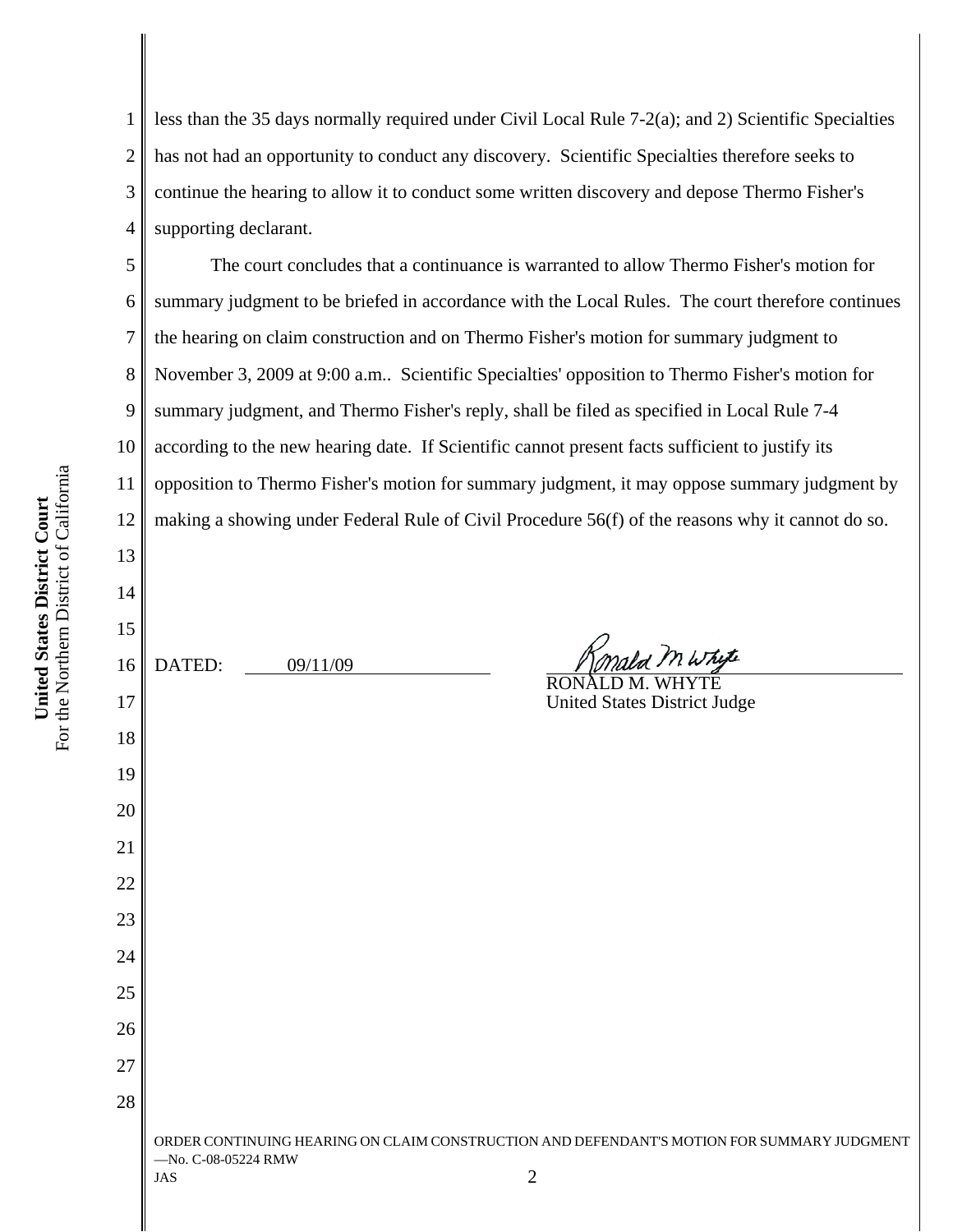less than the 35 days normally required under Civil Local Rule 7-2(a); and 2) Scientific Specialties has not had an opportunity to conduct any discovery. Scientific Specialties therefore seeks to continue the hearing to allow it to conduct some written discovery and depose Thermo Fisher's supporting declarant.

The court concludes that a continuance is warranted to allow Thermo Fisher's motion for summary judgment to be briefed in accordance with the Local Rules. The court therefore continues the hearing on claim construction and on Thermo Fisher's motion for summary judgment to November 3, 2009 at 9:00 a.m.. Scientific Specialties' opposition to Thermo Fisher's motion for summary judgment, and Thermo Fisher's reply, shall be filed as specified in Local Rule 7-4 according to the new hearing date. If Scientific cannot present facts sufficient to justify its opposition to Thermo Fisher's motion for summary judgment, it may oppose summary judgment by making a showing under Federal Rule of Civil Procedure 56(f) of the reasons why it cannot do so.

DATED: 09/11/09

RONALD M. WHYTE
United States District Judge

ORDER CONTINUING HEARING ON CLAIM CONSTRUCTION AND DEFENDANT'S MOTION FOR SUMMARY JUDGMENT —No. C-08-05224 RMW
JAS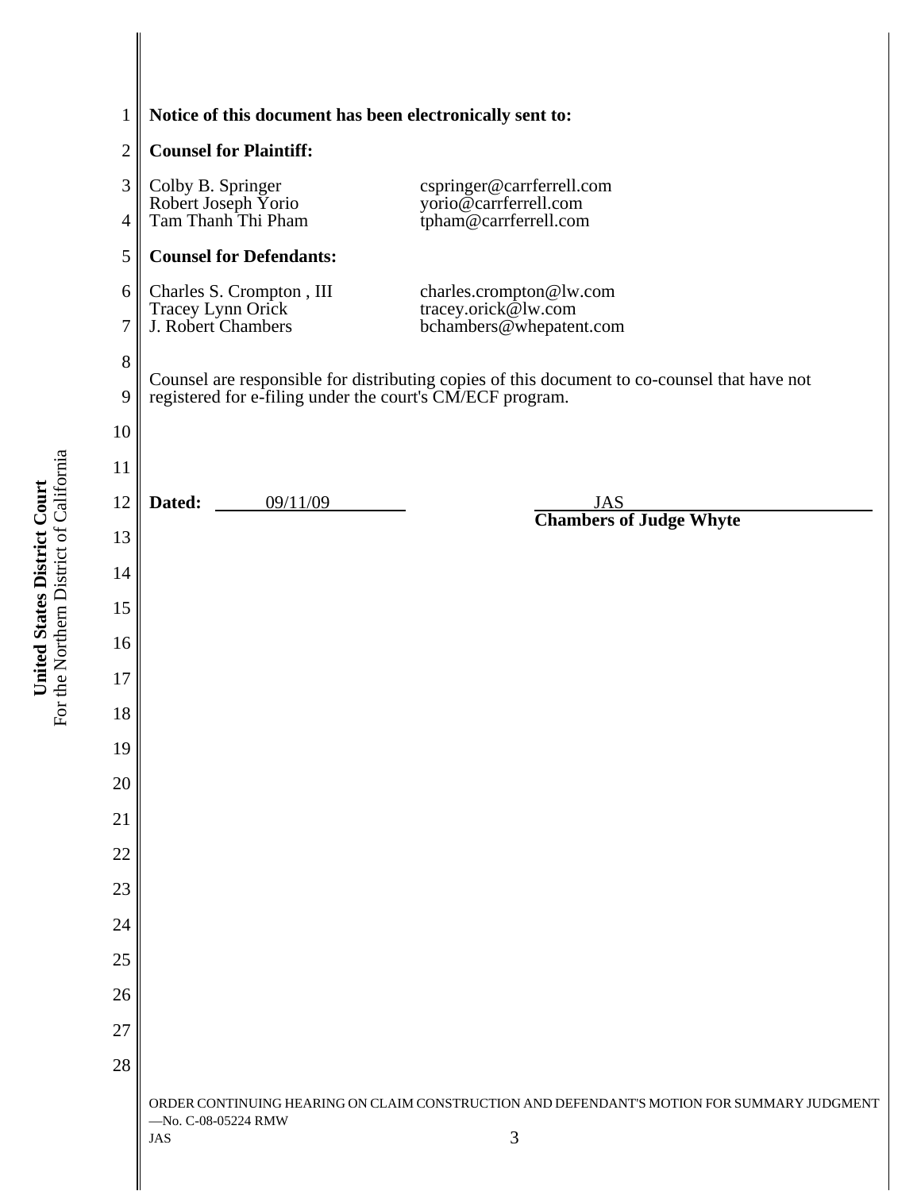**Notice of this document has been electronically sent to:**

**Counsel for Plaintiff:**

| | |
|---|---|
| Colby B. Springer | cspringer@carrferrell.com |
| Robert Joseph Yorio | yorio@carrferrell.com |
| Tam Thanh Thi Pham | tpham@carrferrell.com |

**Counsel for Defendants:**

| | |
|---|---|
| Charles S. Crompton , III | charles.crompton@lw.com |
| Tracey Lynn Orick | tracey.orick@lw.com |
| J. Robert Chambers | bchambers@whepatent.com |

Counsel are responsible for distributing copies of this document to co-counsel that have not registered for e-filing under the court's CM/ECF program.

**Dated:** 09/11/09

JAS
**Chambers of Judge Whyte**